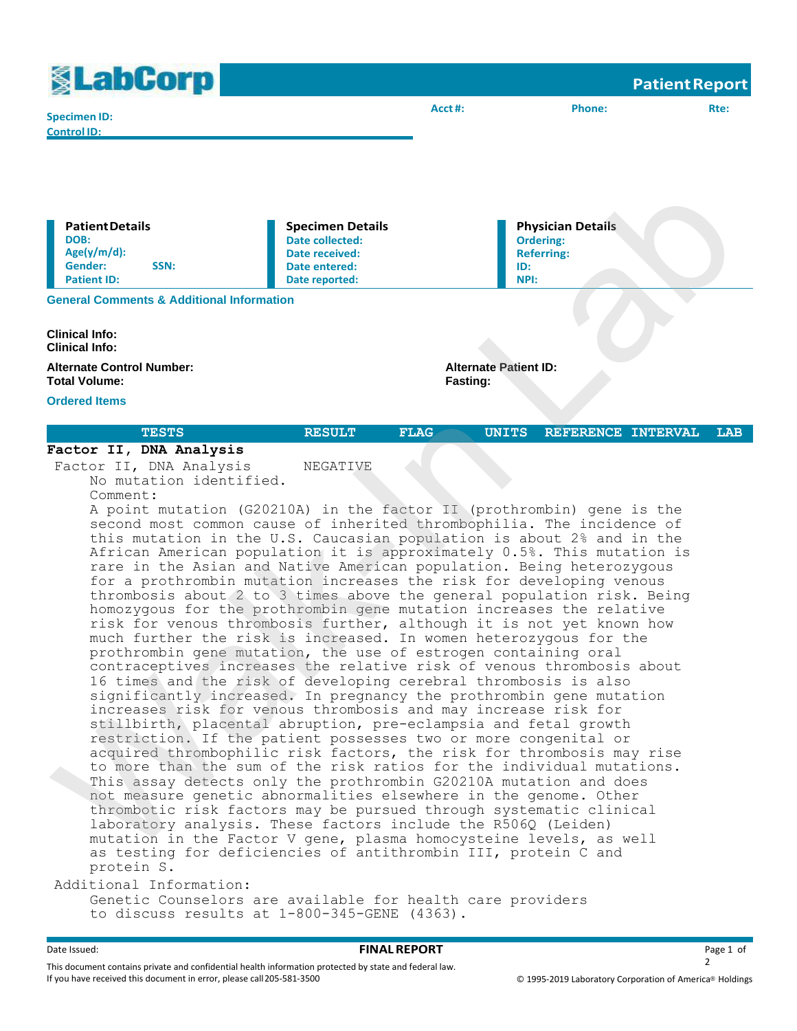# LabCorp

**Patient Report**

**Specimen ID:**
**Control ID:**

**Acct #:** **Phone:** **Rte:**

| Patient Details | Specimen Details | Physician Details |
|---|---|---|
| **DOB:** | **Date collected:** | **Ordering:** |
| **Age(y/m/d):** | **Date received:** | **Referring:** |
| **Gender:** **SSN:** | **Date entered:** | **ID:** |
| **Patient ID:** | **Date reported:** | **NPI:** |

## General Comments & Additional Information

**Clinical Info:**
**Clinical Info:**

**Alternate Control Number:**
**Total Volume:**

**Alternate Patient ID:**
**Fasting:**

## Ordered Items

| TESTS | RESULT | FLAG | UNITS | REFERENCE INTERVAL | LAB |
|---|---|---|---|---|---|
| **Factor II, DNA Analysis** | | | | | |
| Factor II, DNA Analysis | NEGATIVE | | | | |

No mutation identified.

Comment:

A point mutation (G20210A) in the factor II (prothrombin) gene is the second most common cause of inherited thrombophilia. The incidence of this mutation in the U.S. Caucasian population is about 2% and in the African American population it is approximately 0.5%. This mutation is rare in the Asian and Native American population. Being heterozygous for a prothrombin mutation increases the risk for developing venous thrombosis about 2 to 3 times above the general population risk. Being homozygous for the prothrombin gene mutation increases the relative risk for venous thrombosis further, although it is not yet known how much further the risk is increased. In women heterozygous for the prothrombin gene mutation, the use of estrogen containing oral contraceptives increases the relative risk of venous thrombosis about 16 times and the risk of developing cerebral thrombosis is also significantly increased. In pregnancy the prothrombin gene mutation increases risk for venous thrombosis and may increase risk for stillbirth, placental abruption, pre-eclampsia and fetal growth restriction. If the patient possesses two or more congenital or acquired thrombophilic risk factors, the risk for thrombosis may rise to more than the sum of the risk ratios for the individual mutations. This assay detects only the prothrombin G20210A mutation and does not measure genetic abnormalities elsewhere in the genome. Other thrombotic risk factors may be pursued through systematic clinical laboratory analysis. These factors include the R506Q (Leiden) mutation in the Factor V gene, plasma homocysteine levels, as well as testing for deficiencies of antithrombin III, protein C and protein S.

Additional Information:

Genetic Counselors are available for health care providers to discuss results at 1-800-345-GENE (4363).

Date Issued:

**FINAL REPORT**

This document contains private and confidential health information protected by state and federal law.
If you have received this document in error, please call 205-581-3500

© 1995-2019 Laboratory Corporation of America® Holdings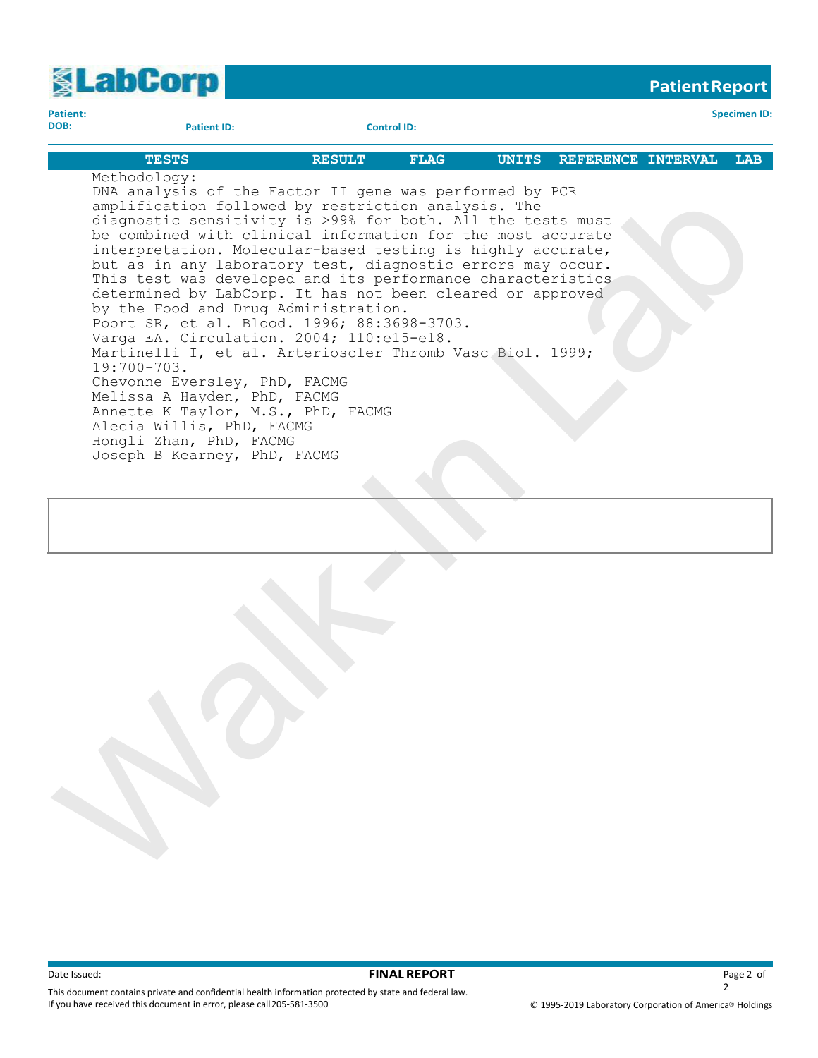Patient:
DOB: Patient ID: Control ID: Specimen ID:

| TESTS | RESULT | FLAG | UNITS | REFERENCE INTERVAL | LAB |
|---|---|---|---|---|---|

Methodology:
DNA analysis of the Factor II gene was performed by PCR amplification followed by restriction analysis. The diagnostic sensitivity is >99% for both. All the tests must be combined with clinical information for the most accurate interpretation. Molecular-based testing is highly accurate, but as in any laboratory test, diagnostic errors may occur. This test was developed and its performance characteristics determined by LabCorp. It has not been cleared or approved by the Food and Drug Administration.

Poort SR, et al. Blood. 1996; 88:3698-3703.
Varga EA. Circulation. 2004; 110:e15-e18.
Martinelli I, et al. Arterioscler Thromb Vasc Biol. 1999; 19:700-703.

Chevonne Eversley, PhD, FACMG
Melissa A Hayden, PhD, FACMG
Annette K Taylor, M.S., PhD, FACMG
Alecia Willis, PhD, FACMG
Hongli Zhan, PhD, FACMG
Joseph B Kearney, PhD, FACMG

Date Issued: **FINAL REPORT**

This document contains private and confidential health information protected by state and federal law.
If you have received this document in error, please call 205-581-3500

© 1995-2019 Laboratory Corporation of America® Holdings